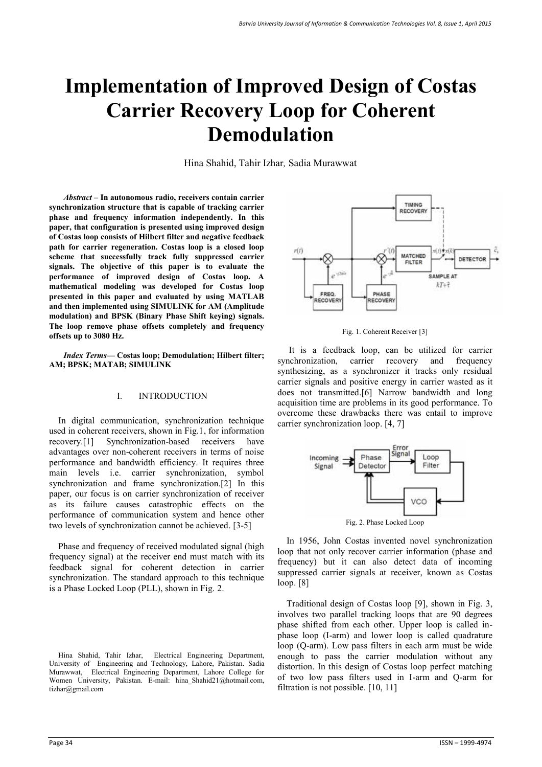# Implementation of Improved Design of Costas Carrier Recovery Loop for Coherent Demodulation

Hina Shahid, Tahir Izhar, Sadia Murawwat

***Abstract* – In autonomous radio, receivers contain carrier synchronization structure that is capable of tracking carrier phase and frequency information independently. In this paper, that configuration is presented using improved design of Costas loop consists of Hilbert filter and negative feedback path for carrier regeneration. Costas loop is a closed loop scheme that successfully track fully suppressed carrier signals. The objective of this paper is to evaluate the performance of improved design of Costas loop. A mathematical modeling was developed for Costas loop presented in this paper and evaluated by using MATLAB and then implemented using SIMULINK for AM (Amplitude modulation) and BPSK (Binary Phase Shift keying) signals. The loop remove phase offsets completely and frequency offsets up to 3080 Hz.**

***Index Terms*— Costas loop; Demodulation; Hilbert filter; AM; BPSK; MATAB; SIMULINK**

## I. INTRODUCTION

In digital communication, synchronization technique used in coherent receivers, shown in Fig.1, for information recovery.[1] Synchronization-based receivers have advantages over non-coherent receivers in terms of noise performance and bandwidth efficiency. It requires three main levels i.e. carrier synchronization, symbol synchronization and frame synchronization.[2] In this paper, our focus is on carrier synchronization of receiver as its failure causes catastrophic effects on the performance of communication system and hence other two levels of synchronization cannot be achieved. [3-5]

Phase and frequency of received modulated signal (high frequency signal) at the receiver end must match with its feedback signal for coherent detection in carrier synchronization. The standard approach to this technique is a Phase Locked Loop (PLL), shown in Fig. 2.

Hina Shahid, Tahir Izhar, Electrical Engineering Department, University of Engineering and Technology, Lahore, Pakistan. Sadia Murawwat, Electrical Engineering Department, Lahore College for Women University, Pakistan. E-mail: hina_Shahid21@hotmail.com, tizhar@gmail.com

Fig. 1. Coherent Receiver [3]

It is a feedback loop, can be utilized for carrier synchronization, carrier recovery and frequency synthesizing, as a synchronizer it tracks only residual carrier signals and positive energy in carrier wasted as it does not transmitted.[6] Narrow bandwidth and long acquisition time are problems in its good performance. To overcome these drawbacks there was entail to improve carrier synchronization loop. [4, 7]

Fig. 2. Phase Locked Loop

In 1956, John Costas invented novel synchronization loop that not only recover carrier information (phase and frequency) but it can also detect data of incoming suppressed carrier signals at receiver, known as Costas loop. [8]

Traditional design of Costas loop [9], shown in Fig. 3, involves two parallel tracking loops that are 90 degrees phase shifted from each other. Upper loop is called in-phase loop (I-arm) and lower loop is called quadrature loop (Q-arm). Low pass filters in each arm must be wide enough to pass the carrier modulation without any distortion. In this design of Costas loop perfect matching of two low pass filters used in I-arm and Q-arm for filtration is not possible. [10, 11]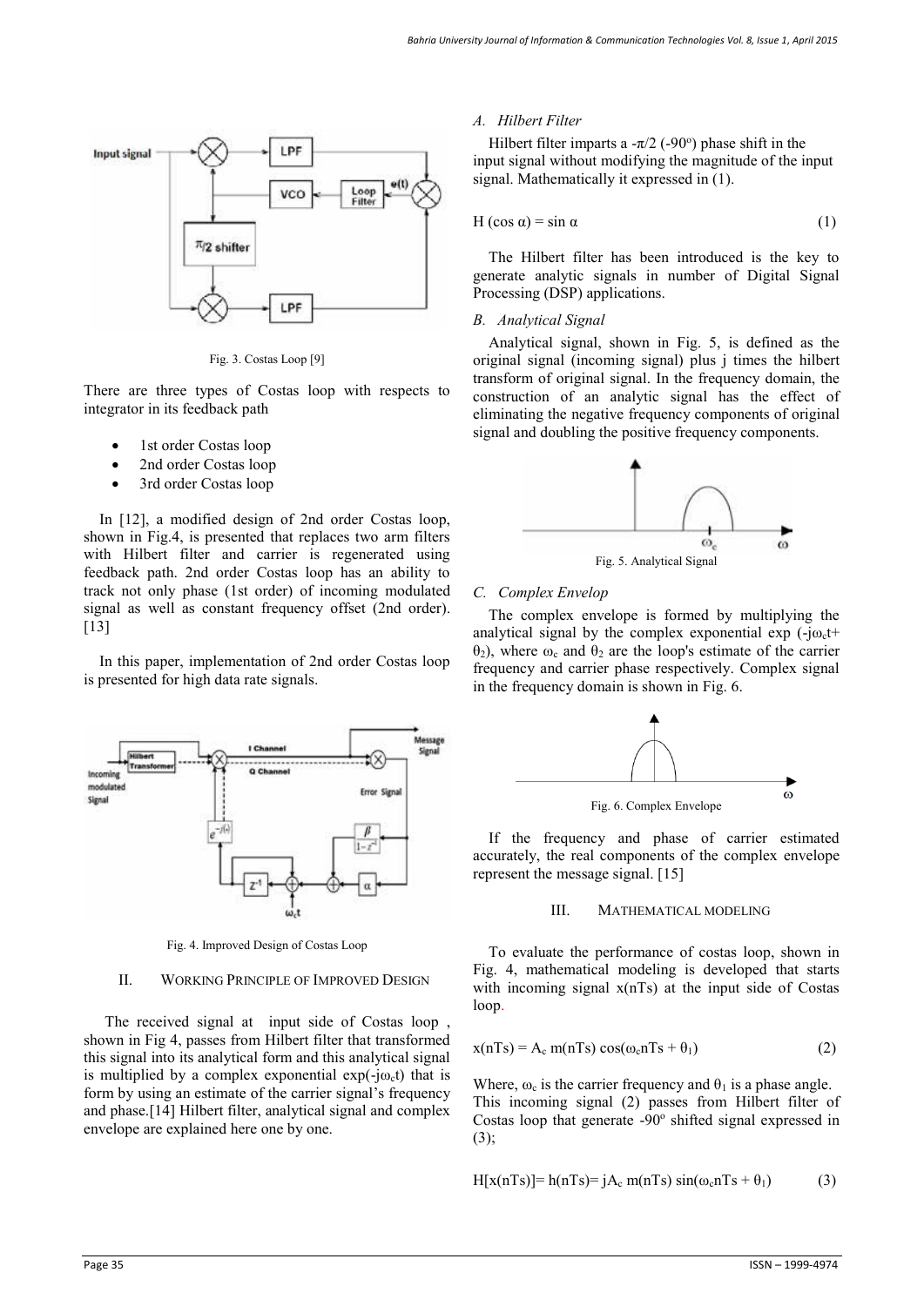Fig. 3. Costas Loop [9]

There are three types of Costas loop with respects to integrator in its feedback path

- 1st order Costas loop
- 2nd order Costas loop
- 3rd order Costas loop

In [12], a modified design of 2nd order Costas loop, shown in Fig.4, is presented that replaces two arm filters with Hilbert filter and carrier is regenerated using feedback path. 2nd order Costas loop has an ability to track not only phase (1st order) of incoming modulated signal as well as constant frequency offset (2nd order). [13]

In this paper, implementation of 2nd order Costas loop is presented for high data rate signals.

Fig. 4. Improved Design of Costas Loop

## II. Working Principle of Improved Design

The received signal at input side of Costas loop , shown in Fig 4, passes from Hilbert filter that transformed this signal into its analytical form and this analytical signal is multiplied by a complex exponential $\exp(-j\omega_c t)$ that is form by using an estimate of the carrier signal's frequency and phase.[14] Hilbert filter, analytical signal and complex envelope are explained here one by one.

### *A. Hilbert Filter*

Hilbert filter imparts a $-\pi/2$ (-90°) phase shift in the input signal without modifying the magnitude of the input signal. Mathematically it expressed in (1).

$$H(\cos\alpha) = \sin\alpha \quad (1)$$

The Hilbert filter has been introduced is the key to generate analytic signals in number of Digital Signal Processing (DSP) applications.

### *B. Analytical Signal*

Analytical signal, shown in Fig. 5, is defined as the original signal (incoming signal) plus j times the hilbert transform of original signal. In the frequency domain, the construction of an analytic signal has the effect of eliminating the negative frequency components of original signal and doubling the positive frequency components.

Fig. 5. Analytical Signal

### *C. Complex Envelop*

The complex envelope is formed by multiplying the analytical signal by the complex exponential $\exp(-j\omega_c t + \theta_2)$, where $\omega_c$ and $\theta_2$ are the loop's estimate of the carrier frequency and carrier phase respectively. Complex signal in the frequency domain is shown in Fig. 6.

Fig. 6. Complex Envelope

If the frequency and phase of carrier estimated accurately, the real components of the complex envelope represent the message signal. [15]

## III. Mathematical Modeling

To evaluate the performance of costas loop, shown in Fig. 4, mathematical modeling is developed that starts with incoming signal $x(nTs)$ at the input side of Costas loop.

$$x(nTs) = A_c\, m(nTs) \cos(\omega_c nTs + \theta_1) \quad (2)$$

Where, $\omega_c$ is the carrier frequency and $\theta_1$ is a phase angle. This incoming signal (2) passes from Hilbert filter of Costas loop that generate -90° shifted signal expressed in (3);

$$H[x(nTs)] = h(nTs) = jA_c\, m(nTs) \sin(\omega_c nTs + \theta_1) \quad (3)$$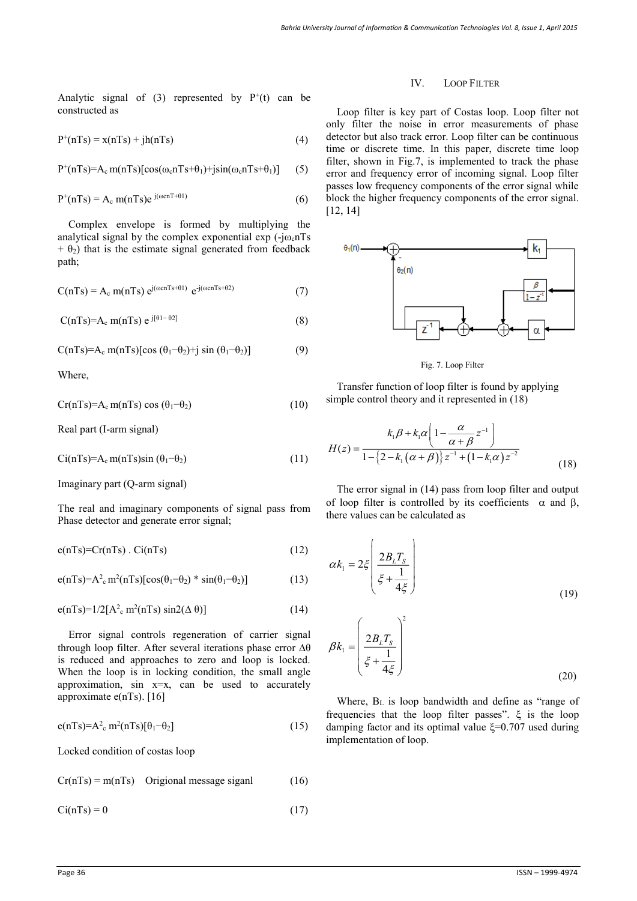Analytic signal of (3) represented by $P^+(t)$ can be constructed as

$$P^+(nTs) = x(nTs) + jh(nTs) \quad (4)$$

$$P^+(nTs)=A_c\, m(nTs)[\cos(\omega_c nTs+\theta_1)+j\sin(\omega_c nTs+\theta_1)] \quad (5)$$

$$P^+(nTs) = A_c\, m(nTs)e^{\,j(\omega cnT+\theta 1)} \quad (6)$$

Complex envelope is formed by multiplying the analytical signal by the complex exponential exp ($-j\omega_c nTs + \theta_2$) that is the estimate signal generated from feedback path;

$$C(nTs) = A_c\, m(nTs)\, e^{j(\omega cnTs+\theta 1)}\, e^{-j(\omega cnTs+\theta 2)} \quad (7)$$

$$C(nTs)=A_c\, m(nTs)\, e^{\,j[\theta 1-\theta 2]} \quad (8)$$

$$C(nTs)=A_c\, m(nTs)[\cos(\theta_1-\theta_2)+j\sin(\theta_1-\theta_2)] \quad (9)$$

Where,

$$Cr(nTs)=A_c\, m(nTs)\cos(\theta_1-\theta_2) \quad (10)$$

Real part (I-arm signal)

$$Ci(nTs)=A_c\, m(nTs)\sin(\theta_1-\theta_2) \quad (11)$$

Imaginary part (Q-arm signal)

The real and imaginary components of signal pass from Phase detector and generate error signal;

$$e(nTs)=Cr(nTs)\,.\,Ci(nTs) \quad (12)$$

$$e(nTs)=A^2_c\, m^2(nTs)[\cos(\theta_1-\theta_2) * \sin(\theta_1-\theta_2)] \quad (13)$$

$$e(nTs)=1/2[A^2_c\, m^2(nTs)\sin 2(\Delta\,\theta)] \quad (14)$$

Error signal controls regeneration of carrier signal through loop filter. After several iterations phase error $\Delta\theta$ is reduced and approaches to zero and loop is locked. When the loop is in locking condition, the small angle approximation, sin x=x, can be used to accurately approximate e(nTs). [16]

$$e(nTs)=A^2_c\, m^2(nTs)[\theta_1-\theta_2] \quad (15)$$

Locked condition of costas loop

$$Cr(nTs) = m(nTs) \quad \text{Origional message siganl} \quad (16)$$

$$Ci(nTs) = 0 \quad (17)$$

## IV. LOOP FILTER

Loop filter is key part of Costas loop. Loop filter not only filter the noise in error measurements of phase detector but also track error. Loop filter can be continuous time or discrete time. In this paper, discrete time loop filter, shown in Fig.7, is implemented to track the phase error and frequency error of incoming signal. Loop filter passes low frequency components of the error signal while block the higher frequency components of the error signal. [12, 14]

Fig. 7. Loop Filter

Transfer function of loop filter is found by applying simple control theory and it represented in (18)

$$H(z)=\frac{k_1\beta+k_1\alpha\left(1-\dfrac{\alpha}{\alpha+\beta}z^{-1}\right)}{1-\left\{2-k_1\left(\alpha+\beta\right)\right\}z^{-1}+\left(1-k_1\alpha\right)z^{-2}} \quad (18)$$

The error signal in (14) pass from loop filter and output of loop filter is controlled by its coefficients $\alpha$ and $\beta$, there values can be calculated as

$$\alpha k_1 = 2\xi\left(\frac{2B_L T_S}{\xi+\dfrac{1}{4\xi}}\right) \quad (19)$$

$$\beta k_1 = \left(\frac{2B_L T_S}{\xi+\dfrac{1}{4\xi}}\right)^2 \quad (20)$$

Where, $B_L$ is loop bandwidth and define as "range of frequencies that the loop filter passes". $\xi$ is the loop damping factor and its optimal value $\xi$=0.707 used during implementation of loop.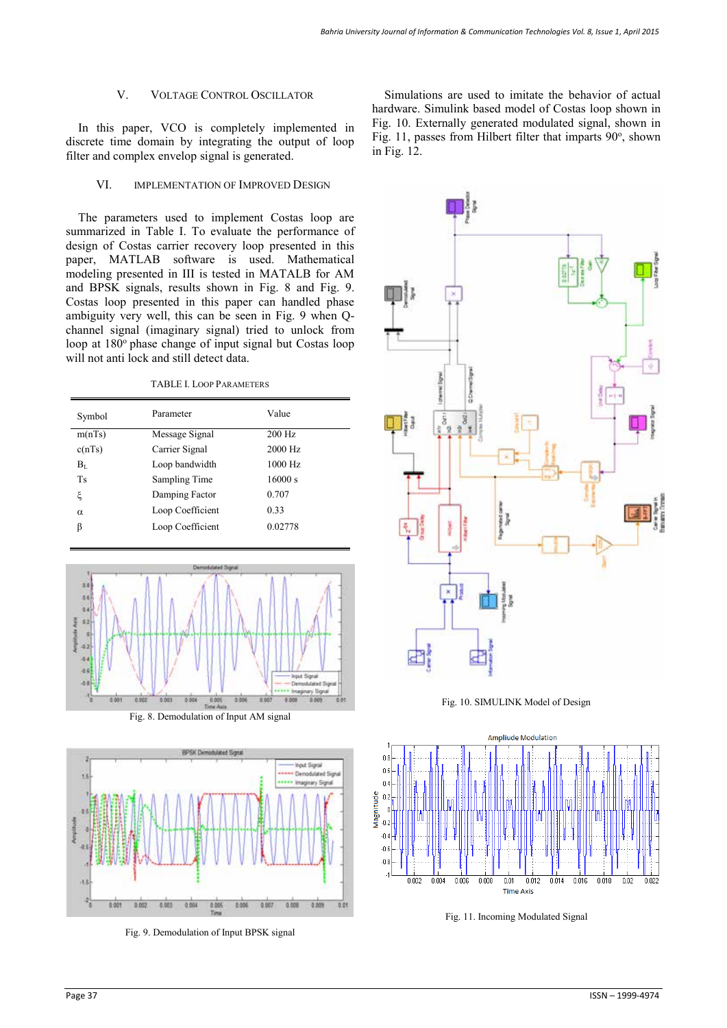## V. Voltage Control Oscillator

In this paper, VCO is completely implemented in discrete time domain by integrating the output of loop filter and complex envelop signal is generated.

## VI. Implementation of Improved Design

The parameters used to implement Costas loop are summarized in Table I. To evaluate the performance of design of Costas carrier recovery loop presented in this paper, MATLAB software is used. Mathematical modeling presented in III is tested in MATLB for AM and BPSK signals, results shown in Fig. 8 and Fig. 9. Costas loop presented in this paper can handled phase ambiguity very well, this can be seen in Fig. 9 when Q-channel signal (imaginary signal) tried to unlock from loop at 180° phase change of input signal but Costas loop will not anti lock and still detect data.

TABLE I. Loop Parameters

| Symbol | Parameter | Value |
|---|---|---|
| m(nTs) | Message Signal | 200 Hz |
| c(nTs) | Carrier Signal | 2000 Hz |
| $B_L$ | Loop bandwidth | 1000 Hz |
| Ts | Sampling Time | 16000 s |
| $\xi$ | Damping Factor | 0.707 |
| $\alpha$ | Loop Coefficient | 0.33 |
| $\beta$ | Loop Coefficient | 0.02778 |

Fig. 8. Demodulation of Input AM signal

Fig. 9. Demodulation of Input BPSK signal

Simulations are used to imitate the behavior of actual hardware. Simulink based model of Costas loop shown in Fig. 10. Externally generated modulated signal, shown in Fig. 11, passes from Hilbert filter that imparts 90°, shown in Fig. 12.

Fig. 10. SIMULINK Model of Design

Fig. 11. Incoming Modulated Signal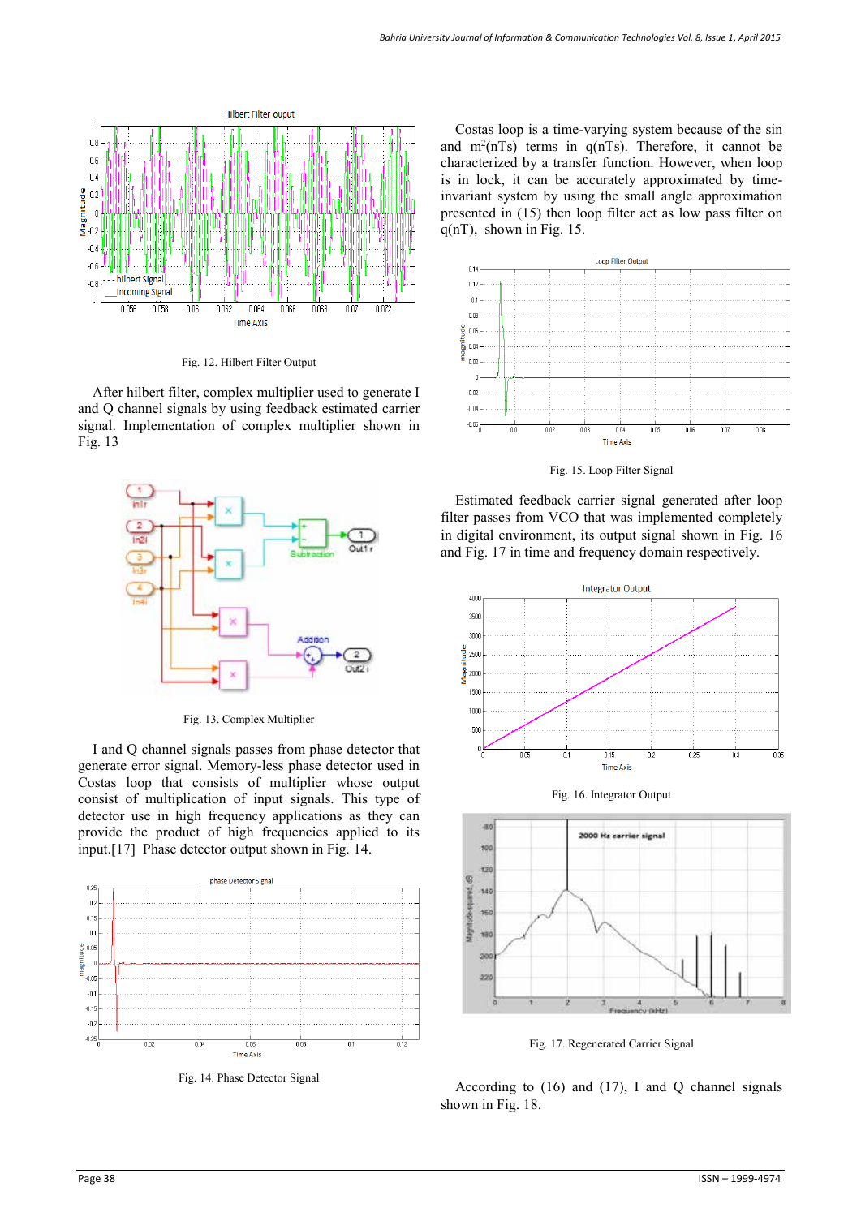Fig. 12. Hilbert Filter Output

After hilbert filter, complex multiplier used to generate I and Q channel signals by using feedback estimated carrier signal. Implementation of complex multiplier shown in Fig. 13

Fig. 13. Complex Multiplier

I and Q channel signals passes from phase detector that generate error signal. Memory-less phase detector used in Costas loop that consists of multiplier whose output consist of multiplication of input signals. This type of detector use in high frequency applications as they can provide the product of high frequencies applied to its input.[17] Phase detector output shown in Fig. 14.

Fig. 14. Phase Detector Signal

Costas loop is a time-varying system because of the sin and $m^2(nTs)$ terms in $q(nTs)$. Therefore, it cannot be characterized by a transfer function. However, when loop is in lock, it can be accurately approximated by time-invariant system by using the small angle approximation presented in (15) then loop filter act as low pass filter on $q(nT)$, shown in Fig. 15.

Fig. 15. Loop Filter Signal

Estimated feedback carrier signal generated after loop filter passes from VCO that was implemented completely in digital environment, its output signal shown in Fig. 16 and Fig. 17 in time and frequency domain respectively.

Fig. 16. Integrator Output

Fig. 17. Regenerated Carrier Signal

According to (16) and (17), I and Q channel signals shown in Fig. 18.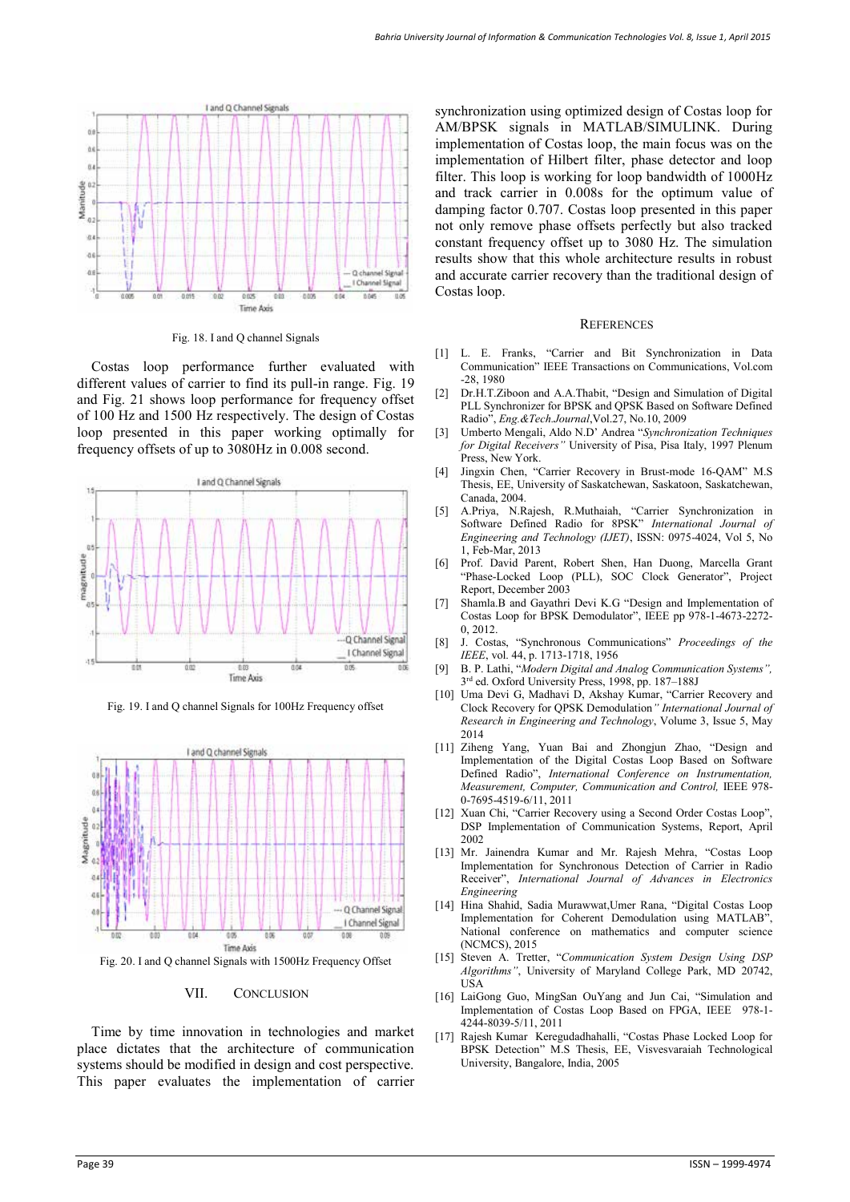I and Q Channel Signals

Manitude

Time Axis

Q channel Signal
I Channel Signal

Fig. 18. I and Q channel Signals

Costas loop performance further evaluated with different values of carrier to find its pull-in range. Fig. 19 and Fig. 21 shows loop performance for frequency offset of 100 Hz and 1500 Hz respectively. The design of Costas loop presented in this paper working optimally for frequency offsets of up to 3080Hz in 0.008 second.

I and Q Channel Signals

magnitude

Time Axis

Q Channel Signal
I Channel Signal

Fig. 19. I and Q channel Signals for 100Hz Frequency offset

I and Q channel Signals

Magnitude

Time Axis

Q Channel Signal
I Channel Signal

Fig. 20. I and Q channel Signals with 1500Hz Frequency Offset

## VII. Conclusion

Time by time innovation in technologies and market place dictates that the architecture of communication systems should be modified in design and cost perspective. This paper evaluates the implementation of carrier synchronization using optimized design of Costas loop for AM/BPSK signals in MATLAB/SIMULINK. During implementation of Costas loop, the main focus was on the implementation of Hilbert filter, phase detector and loop filter. This loop is working for loop bandwidth of 1000Hz and track carrier in 0.008s for the optimum value of damping factor 0.707. Costas loop presented in this paper not only remove phase offsets perfectly but also tracked constant frequency offset up to 3080 Hz. The simulation results show that this whole architecture results in robust and accurate carrier recovery than the traditional design of Costas loop.

## References

[1] L. E. Franks, "Carrier and Bit Synchronization in Data Communication" IEEE Transactions on Communications, Vol.com -28, 1980

[2] Dr.H.T.Ziboon and A.A.Thabit, "Design and Simulation of Digital PLL Synchronizer for BPSK and QPSK Based on Software Defined Radio", *Eng.&Tech.Journal*,Vol.27, No.10, 2009

[3] Umberto Mengali, Aldo N.D' Andrea "*Synchronization Techniques for Digital Receivers"* University of Pisa, Pisa Italy, 1997 Plenum Press, New York.

[4] Jingxin Chen, "Carrier Recovery in Brust-mode 16-QAM" M.S Thesis, EE, University of Saskatchewan, Saskatoon, Saskatchewan, Canada, 2004.

[5] A.Priya, N.Rajesh, R.Muthaiah, "Carrier Synchronization in Software Defined Radio for 8PSK" *International Journal of Engineering and Technology (IJET)*, ISSN: 0975-4024, Vol 5, No 1, Feb-Mar, 2013

[6] Prof. David Parent, Robert Shen, Han Duong, Marcella Grant "Phase-Locked Loop (PLL), SOC Clock Generator", Project Report, December 2003

[7] Shamla.B and Gayathri Devi K.G "Design and Implementation of Costas Loop for BPSK Demodulator", IEEE pp 978-1-4673-2272-0, 2012.

[8] J. Costas, "Synchronous Communications" *Proceedings of the IEEE*, vol. 44, p. 1713-1718, 1956

[9] B. P. Lathi, "*Modern Digital and Analog Communication Systems",* 3rd ed. Oxford University Press, 1998, pp. 187–188J

[10] Uma Devi G, Madhavi D, Akshay Kumar, "Carrier Recovery and Clock Recovery for QPSK Demodulation*" International Journal of Research in Engineering and Technology*, Volume 3, Issue 5, May 2014

[11] Ziheng Yang, Yuan Bai and Zhongjun Zhao, "Design and Implementation of the Digital Costas Loop Based on Software Defined Radio", *International Conference on Instrumentation, Measurement, Computer, Communication and Control,* IEEE 978-0-7695-4519-6/11, 2011

[12] Xuan Chi, "Carrier Recovery using a Second Order Costas Loop", DSP Implementation of Communication Systems, Report, April 2002

[13] Mr. Jainendra Kumar and Mr. Rajesh Mehra, "Costas Loop Implementation for Synchronous Detection of Carrier in Radio Receiver", *International Journal of Advances in Electronics Engineering*

[14] Hina Shahid, Sadia Murawwat,Umer Rana, "Digital Costas Loop Implementation for Coherent Demodulation using MATLAB", National conference on mathematics and computer science (NCMCS), 2015

[15] Steven A. Tretter, "*Communication System Design Using DSP Algorithms"*, University of Maryland College Park, MD 20742, USA

[16] LaiGong Guo, MingSan OuYang and Jun Cai, "Simulation and Implementation of Costas Loop Based on FPGA, IEEE 978-1-4244-8039-5/11, 2011

[17] Rajesh Kumar Keregudadhahalli, "Costas Phase Locked Loop for BPSK Detection" M.S Thesis, EE, Visvesvaraiah Technological University, Bangalore, India, 2005